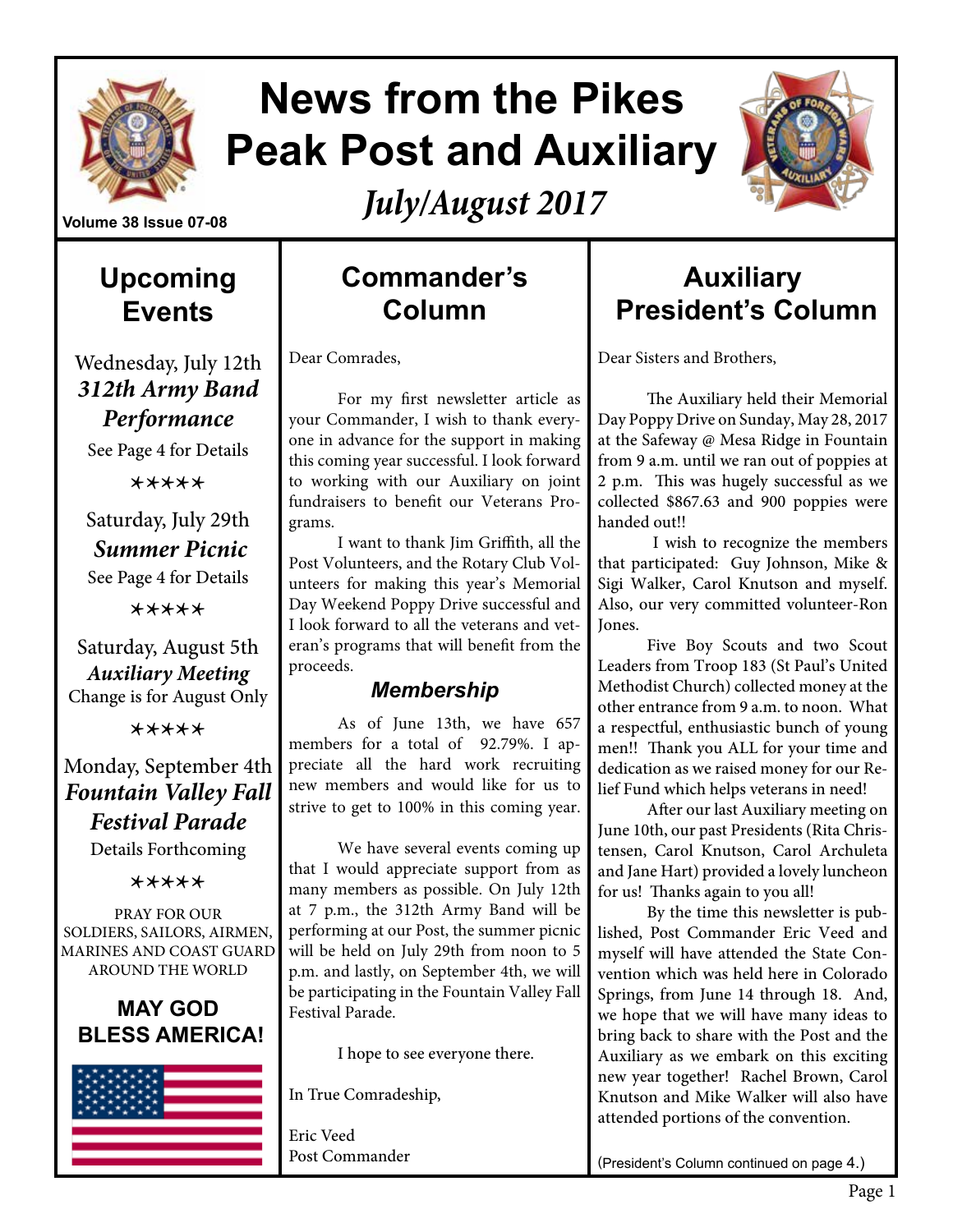# News from the Pikes Peak Post and Auxiliary

***July/August 2017***

Volume 38 Issue 07-08

## Upcoming Events

Wednesday, July 12th
***312th Army Band Performance***
See Page 4 for Details

✶✶✶✶✶

Saturday, July 29th
***Summer Picnic***
See Page 4 for Details

✶✶✶✶✶

Saturday, August 5th
***Auxiliary Meeting***
Change is for August Only

✶✶✶✶✶

Monday, September 4th
***Fountain Valley Fall Festival Parade***
Details Forthcoming

✶✶✶✶✶

PRAY FOR OUR SOLDIERS, SAILORS, AIRMEN, MARINES AND COAST GUARD AROUND THE WORLD

**MAY GOD BLESS AMERICA!**

## Commander's Column

Dear Comrades,

For my first newsletter article as your Commander, I wish to thank everyone in advance for the support in making this coming year successful. I look forward to working with our Auxiliary on joint fundraisers to benefit our Veterans Programs.

I want to thank Jim Griffith, all the Post Volunteers, and the Rotary Club Volunteers for making this year's Memorial Day Weekend Poppy Drive successful and I look forward to all the veterans and veteran's programs that will benefit from the proceeds.

### *Membership*

As of June 13th, we have 657 members for a total of 92.79%. I appreciate all the hard work recruiting new members and would like for us to strive to get to 100% in this coming year.

We have several events coming up that I would appreciate support from as many members as possible. On July 12th at 7 p.m., the 312th Army Band will be performing at our Post, the summer picnic will be held on July 29th from noon to 5 p.m. and lastly, on September 4th, we will be participating in the Fountain Valley Fall Festival Parade.

I hope to see everyone there.

In True Comradeship,

Eric Veed
Post Commander

## Auxiliary President's Column

Dear Sisters and Brothers,

The Auxiliary held their Memorial Day Poppy Drive on Sunday, May 28, 2017 at the Safeway @ Mesa Ridge in Fountain from 9 a.m. until we ran out of poppies at 2 p.m. This was hugely successful as we collected $867.63 and 900 poppies were handed out!!

I wish to recognize the members that participated: Guy Johnson, Mike & Sigi Walker, Carol Knutson and myself. Also, our very committed volunteer-Ron Jones.

Five Boy Scouts and two Scout Leaders from Troop 183 (St Paul's United Methodist Church) collected money at the other entrance from 9 a.m. to noon. What a respectful, enthusiastic bunch of young men!! Thank you ALL for your time and dedication as we raised money for our Relief Fund which helps veterans in need!

After our last Auxiliary meeting on June 10th, our past Presidents (Rita Christensen, Carol Knutson, Carol Archuleta and Jane Hart) provided a lovely luncheon for us! Thanks again to you all!

By the time this newsletter is published, Post Commander Eric Veed and myself will have attended the State Convention which was held here in Colorado Springs, from June 14 through 18. And, we hope that we will have many ideas to bring back to share with the Post and the Auxiliary as we embark on this exciting new year together! Rachel Brown, Carol Knutson and Mike Walker will also have attended portions of the convention.

(President's Column continued on page 4.)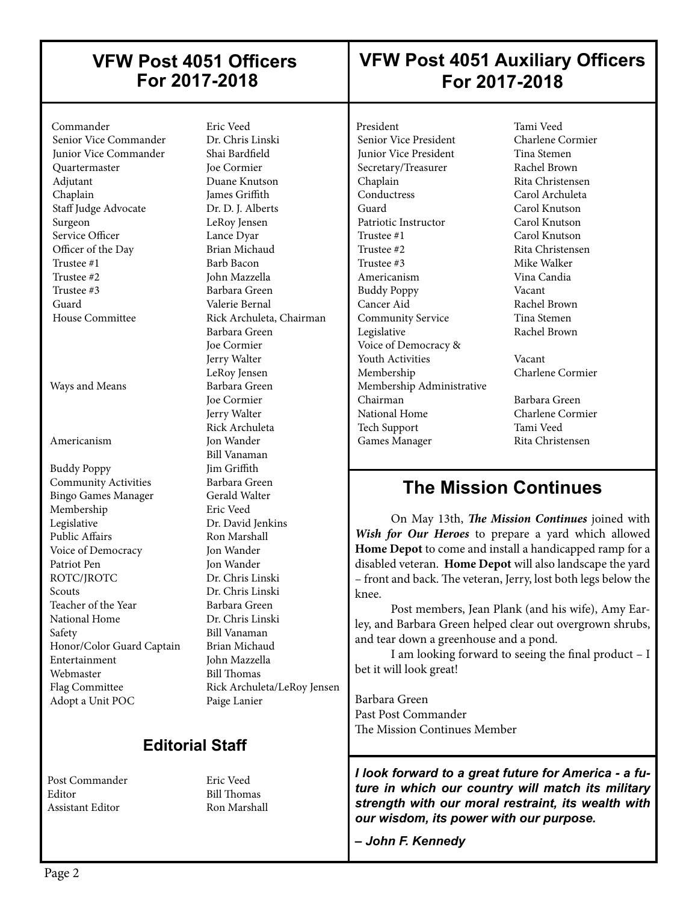## VFW Post 4051 Officers For 2017-2018

| Position | Name |
|---|---|
| Commander | Eric Veed |
| Senior Vice Commander | Dr. Chris Linski |
| Junior Vice Commander | Shai Bardfield |
| Quartermaster | Joe Cormier |
| Adjutant | Duane Knutson |
| Chaplain | James Griffith |
| Staff Judge Advocate | Dr. D. J. Alberts |
| Surgeon | LeRoy Jensen |
| Service Officer | Lance Dyar |
| Officer of the Day | Brian Michaud |
| Trustee #1 | Barb Bacon |
| Trustee #2 | John Mazzella |
| Trustee #3 | Barbara Green |
| Guard | Valerie Bernal |
| House Committee | Rick Archuleta, Chairman |
| | Barbara Green |
| | Joe Cormier |
| | Jerry Walter |
| | LeRoy Jensen |
| Ways and Means | Barbara Green |
| | Joe Cormier |
| | Jerry Walter |
| | Rick Archuleta |
| Americanism | Jon Wander |
| | Bill Vanaman |
| Buddy Poppy | Jim Griffith |
| Community Activities | Barbara Green |
| Bingo Games Manager | Gerald Walter |
| Membership | Eric Veed |
| Legislative | Dr. David Jenkins |
| Public Affairs | Ron Marshall |
| Voice of Democracy | Jon Wander |
| Patriot Pen | Jon Wander |
| ROTC/JROTC | Dr. Chris Linski |
| Scouts | Dr. Chris Linski |
| Teacher of the Year | Barbara Green |
| National Home | Dr. Chris Linski |
| Safety | Bill Vanaman |
| Honor/Color Guard Captain | Brian Michaud |
| Entertainment | John Mazzella |
| Webmaster | Bill Thomas |
| Flag Committee | Rick Archuleta/LeRoy Jensen |
| Adopt a Unit POC | Paige Lanier |

### Editorial Staff

| Position | Name |
|---|---|
| Post Commander | Eric Veed |
| Editor | Bill Thomas |
| Assistant Editor | Ron Marshall |

## VFW Post 4051 Auxiliary Officers For 2017-2018

| Position | Name |
|---|---|
| President | Tami Veed |
| Senior Vice President | Charlene Cormier |
| Junior Vice President | Tina Stemen |
| Secretary/Treasurer | Rachel Brown |
| Chaplain | Rita Christensen |
| Conductress | Carol Archuleta |
| Guard | Carol Knutson |
| Patriotic Instructor | Carol Knutson |
| Trustee #1 | Carol Knutson |
| Trustee #2 | Rita Christensen |
| Trustee #3 | Mike Walker |
| Americanism | Vina Candia |
| Buddy Poppy | Vacant |
| Cancer Aid | Rachel Brown |
| Community Service | Tina Stemen |
| Legislative | Rachel Brown |
| Voice of Democracy & Youth Activities | Vacant |
| Membership | Charlene Cormier |
| Membership Administrative Chairman | Barbara Green |
| National Home | Charlene Cormier |
| Tech Support | Tami Veed |
| Games Manager | Rita Christensen |

## The Mission Continues

On May 13th, ***The Mission Continues*** joined with ***Wish for Our Heroes*** to prepare a yard which allowed **Home Depot** to come and install a handicapped ramp for a disabled veteran. **Home Depot** will also landscape the yard – front and back. The veteran, Jerry, lost both legs below the knee.

Post members, Jean Plank (and his wife), Amy Earley, and Barbara Green helped clear out overgrown shrubs, and tear down a greenhouse and a pond.

I am looking forward to seeing the final product – I bet it will look great!

Barbara Green
Past Post Commander
The Mission Continues Member

***I look forward to a great future for America - a future in which our country will match its military strength with our moral restraint, its wealth with our wisdom, its power with our purpose.***

***– John F. Kennedy***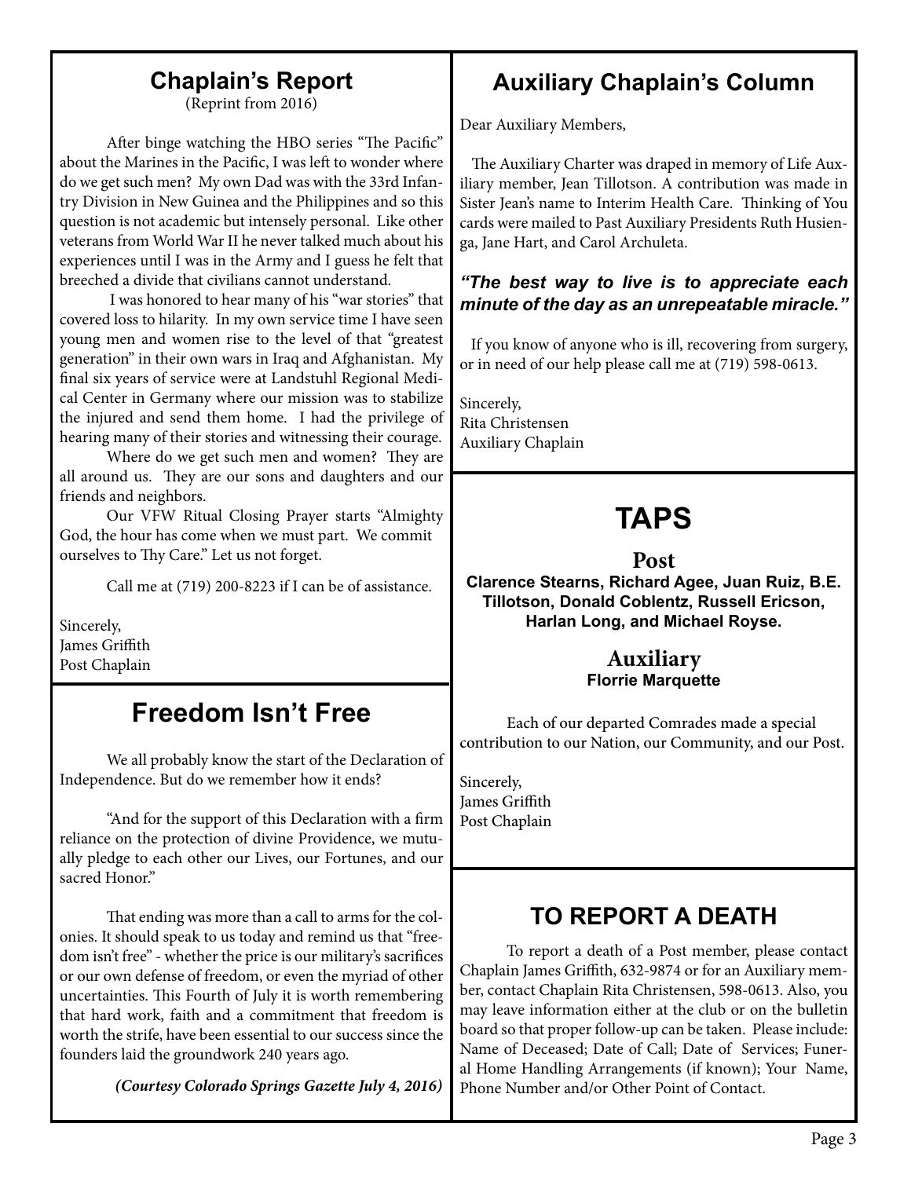## Chaplain's Report

(Reprint from 2016)

After binge watching the HBO series "The Pacific" about the Marines in the Pacific, I was left to wonder where do we get such men? My own Dad was with the 33rd Infantry Division in New Guinea and the Philippines and so this question is not academic but intensely personal. Like other veterans from World War II he never talked much about his experiences until I was in the Army and I guess he felt that breeched a divide that civilians cannot understand.

I was honored to hear many of his "war stories" that covered loss to hilarity. In my own service time I have seen young men and women rise to the level of that "greatest generation" in their own wars in Iraq and Afghanistan. My final six years of service were at Landstuhl Regional Medical Center in Germany where our mission was to stabilize the injured and send them home. I had the privilege of hearing many of their stories and witnessing their courage.

Where do we get such men and women? They are all around us. They are our sons and daughters and our friends and neighbors.

Our VFW Ritual Closing Prayer starts "Almighty God, the hour has come when we must part. We commit ourselves to Thy Care." Let us not forget.

Call me at (719) 200-8223 if I can be of assistance.

Sincerely,
James Griffith
Post Chaplain

## Freedom Isn't Free

We all probably know the start of the Declaration of Independence. But do we remember how it ends?

"And for the support of this Declaration with a firm reliance on the protection of divine Providence, we mutually pledge to each other our Lives, our Fortunes, and our sacred Honor."

That ending was more than a call to arms for the colonies. It should speak to us today and remind us that "freedom isn't free" - whether the price is our military's sacrifices or our own defense of freedom, or even the myriad of other uncertainties. This Fourth of July it is worth remembering that hard work, faith and a commitment that freedom is worth the strife, have been essential to our success since the founders laid the groundwork 240 years ago.

***(Courtesy Colorado Springs Gazette July 4, 2016)***

## Auxiliary Chaplain's Column

Dear Auxiliary Members,

The Auxiliary Charter was draped in memory of Life Auxiliary member, Jean Tillotson. A contribution was made in Sister Jean's name to Interim Health Care. Thinking of You cards were mailed to Past Auxiliary Presidents Ruth Husienga, Jane Hart, and Carol Archuleta.

***"The best way to live is to appreciate each minute of the day as an unrepeatable miracle."***

If you know of anyone who is ill, recovering from surgery, or in need of our help please call me at (719) 598-0613.

Sincerely,
Rita Christensen
Auxiliary Chaplain

# TAPS

### Post

**Clarence Stearns, Richard Agee, Juan Ruiz, B.E. Tillotson, Donald Coblentz, Russell Ericson, Harlan Long, and Michael Royse.**

### Auxiliary

**Florrie Marquette**

Each of our departed Comrades made a special contribution to our Nation, our Community, and our Post.

Sincerely,
James Griffith
Post Chaplain

## TO REPORT A DEATH

To report a death of a Post member, please contact Chaplain James Griffith, 632-9874 or for an Auxiliary member, contact Chaplain Rita Christensen, 598-0613. Also, you may leave information either at the club or on the bulletin board so that proper follow-up can be taken. Please include: Name of Deceased; Date of Call; Date of Services; Funeral Home Handling Arrangements (if known); Your Name, Phone Number and/or Other Point of Contact.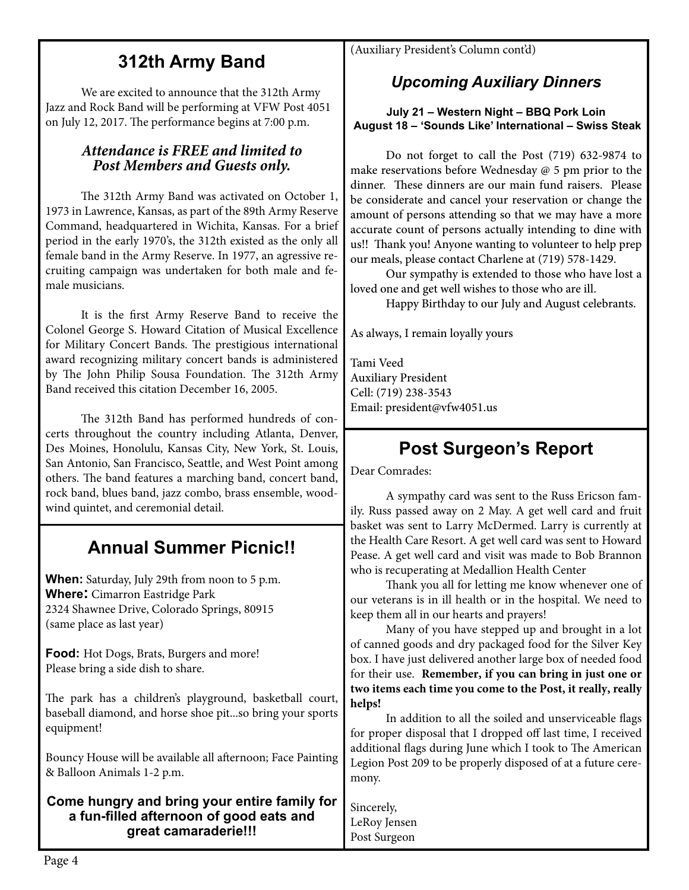## 312th Army Band

We are excited to announce that the 312th Army Jazz and Rock Band will be performing at VFW Post 4051 on July 12, 2017. The performance begins at 7:00 p.m.

***Attendance is FREE and limited to Post Members and Guests only.***

The 312th Army Band was activated on October 1, 1973 in Lawrence, Kansas, as part of the 89th Army Reserve Command, headquartered in Wichita, Kansas. For a brief period in the early 1970's, the 312th existed as the only all female band in the Army Reserve. In 1977, an agressive recruiting campaign was undertaken for both male and female musicians.

It is the first Army Reserve Band to receive the Colonel George S. Howard Citation of Musical Excellence for Military Concert Bands. The prestigious international award recognizing military concert bands is administered by The John Philip Sousa Foundation. The 312th Army Band received this citation December 16, 2005.

The 312th Band has performed hundreds of concerts throughout the country including Atlanta, Denver, Des Moines, Honolulu, Kansas City, New York, St. Louis, San Antonio, San Francisco, Seattle, and West Point among others. The band features a marching band, concert band, rock band, blues band, jazz combo, brass ensemble, woodwind quintet, and ceremonial detail.

## Annual Summer Picnic!!

**When:** Saturday, July 29th from noon to 5 p.m.
**Where:** Cimarron Eastridge Park
2324 Shawnee Drive, Colorado Springs, 80915
(same place as last year)

**Food:** Hot Dogs, Brats, Burgers and more!
Please bring a side dish to share.

The park has a children's playground, basketball court, baseball diamond, and horse shoe pit...so bring your sports equipment!

Bouncy House will be available all afternoon; Face Painting & Balloon Animals 1-2 p.m.

**Come hungry and bring your entire family for a fun-filled afternoon of good eats and great camaraderie!!!**

(Auxiliary President's Column cont'd)

### *Upcoming Auxiliary Dinners*

**July 21 – Western Night – BBQ Pork Loin**
**August 18 – 'Sounds Like' International – Swiss Steak**

Do not forget to call the Post (719) 632-9874 to make reservations before Wednesday @ 5 pm prior to the dinner. These dinners are our main fund raisers. Please be considerate and cancel your reservation or change the amount of persons attending so that we may have a more accurate count of persons actually intending to dine with us!! Thank you! Anyone wanting to volunteer to help prep our meals, please contact Charlene at (719) 578-1429.

Our sympathy is extended to those who have lost a loved one and get well wishes to those who are ill.

Happy Birthday to our July and August celebrants.

As always, I remain loyally yours

Tami Veed
Auxiliary President
Cell: (719) 238-3543
Email: president@vfw4051.us

## Post Surgeon's Report

Dear Comrades:

A sympathy card was sent to the Russ Ericson family. Russ passed away on 2 May. A get well card and fruit basket was sent to Larry McDermed. Larry is currently at the Health Care Resort. A get well card was sent to Howard Pease. A get well card and visit was made to Bob Brannon who is recuperating at Medallion Health Center

Thank you all for letting me know whenever one of our veterans is in ill health or in the hospital. We need to keep them all in our hearts and prayers!

Many of you have stepped up and brought in a lot of canned goods and dry packaged food for the Silver Key box. I have just delivered another large box of needed food for their use. **Remember, if you can bring in just one or two items each time you come to the Post, it really, really helps!**

In addition to all the soiled and unserviceable flags for proper disposal that I dropped off last time, I received additional flags during June which I took to The American Legion Post 209 to be properly disposed of at a future ceremony.

Sincerely,
LeRoy Jensen
Post Surgeon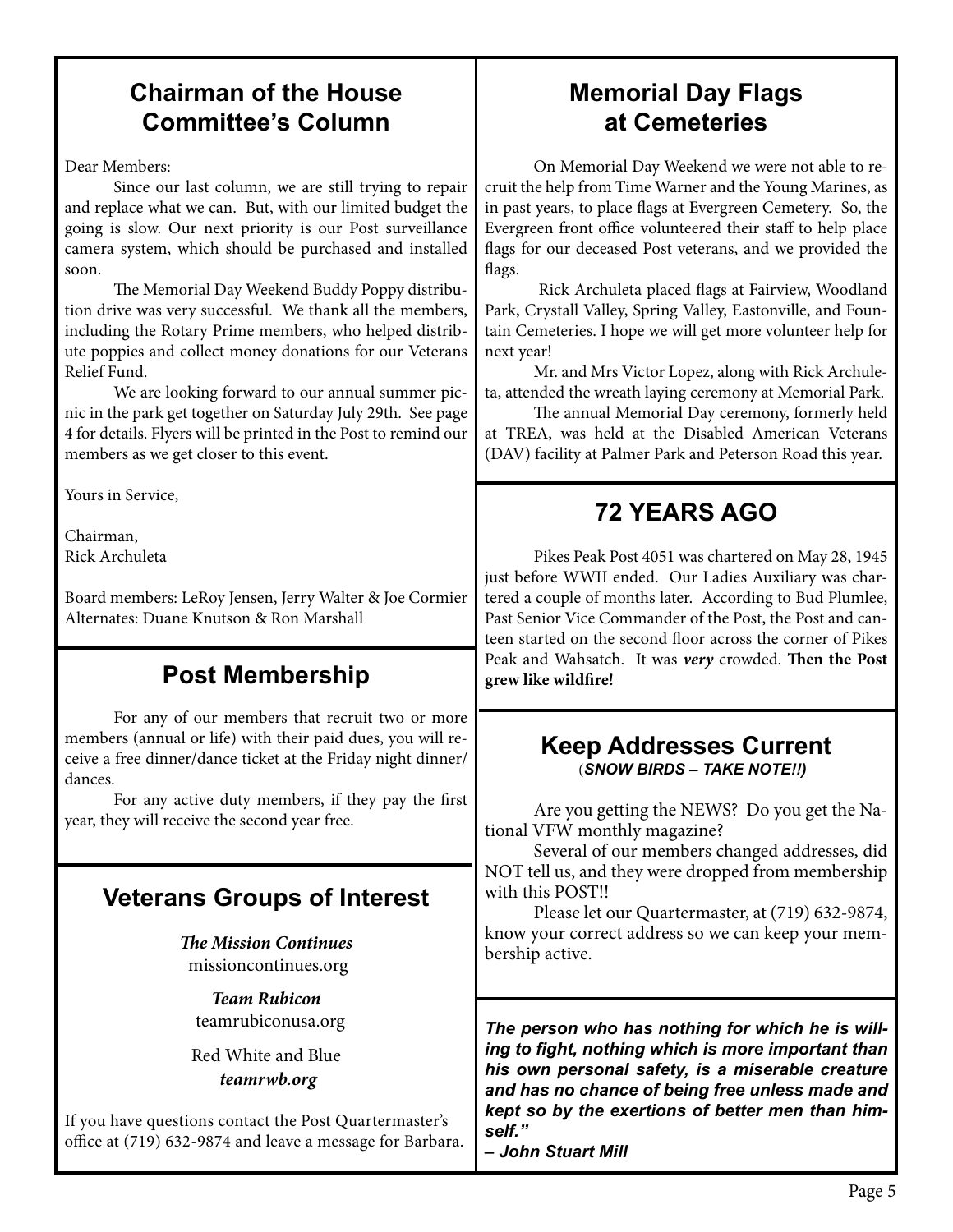## Chairman of the House Committee's Column

Dear Members:

Since our last column, we are still trying to repair and replace what we can. But, with our limited budget the going is slow. Our next priority is our Post surveillance camera system, which should be purchased and installed soon.

The Memorial Day Weekend Buddy Poppy distribution drive was very successful. We thank all the members, including the Rotary Prime members, who helped distribute poppies and collect money donations for our Veterans Relief Fund.

We are looking forward to our annual summer picnic in the park get together on Saturday July 29th. See page 4 for details. Flyers will be printed in the Post to remind our members as we get closer to this event.

Yours in Service,

Chairman,
Rick Archuleta

Board members: LeRoy Jensen, Jerry Walter & Joe Cormier
Alternates: Duane Knutson & Ron Marshall

## Post Membership

For any of our members that recruit two or more members (annual or life) with their paid dues, you will receive a free dinner/dance ticket at the Friday night dinner/dances.

For any active duty members, if they pay the first year, they will receive the second year free.

## Veterans Groups of Interest

***The Mission Continues***
missioncontinues.org

***Team Rubicon***
teamrubiconusa.org

Red White and Blue
***teamrwb.org***

If you have questions contact the Post Quartermaster's office at (719) 632-9874 and leave a message for Barbara.

## Memorial Day Flags at Cemeteries

On Memorial Day Weekend we were not able to recruit the help from Time Warner and the Young Marines, as in past years, to place flags at Evergreen Cemetery. So, the Evergreen front office volunteered their staff to help place flags for our deceased Post veterans, and we provided the flags.

Rick Archuleta placed flags at Fairview, Woodland Park, Crystall Valley, Spring Valley, Eastonville, and Fountain Cemeteries. I hope we will get more volunteer help for next year!

Mr. and Mrs Victor Lopez, along with Rick Archuleta, attended the wreath laying ceremony at Memorial Park.

The annual Memorial Day ceremony, formerly held at TREA, was held at the Disabled American Veterans (DAV) facility at Palmer Park and Peterson Road this year.

## 72 YEARS AGO

Pikes Peak Post 4051 was chartered on May 28, 1945 just before WWII ended. Our Ladies Auxiliary was chartered a couple of months later. According to Bud Plumlee, Past Senior Vice Commander of the Post, the Post and canteen started on the second floor across the corner of Pikes Peak and Wahsatch. It was ***very*** crowded. **Then the Post grew like wildfire!**

## Keep Addresses Current

(***SNOW BIRDS – TAKE NOTE!!)***

Are you getting the NEWS? Do you get the National VFW monthly magazine?

Several of our members changed addresses, did NOT tell us, and they were dropped from membership with this POST!!

Please let our Quartermaster, at (719) 632-9874, know your correct address so we can keep your membership active.

***The person who has nothing for which he is willing to fight, nothing which is more important than his own personal safety, is a miserable creature and has no chance of being free unless made and kept so by the exertions of better men than himself."***
***– John Stuart Mill***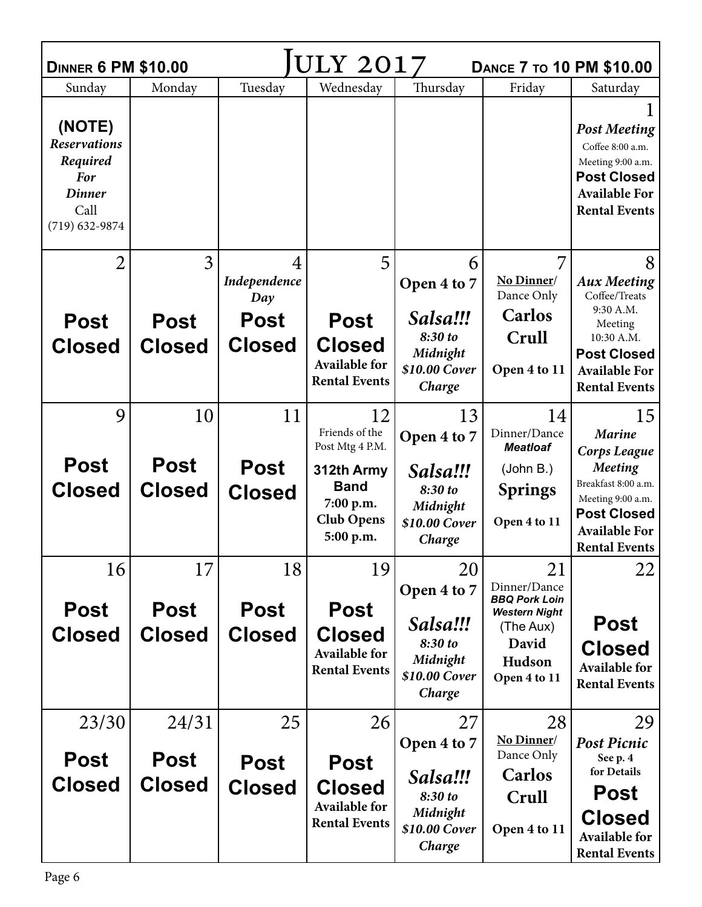**Dinner 6 PM $10.00** — **July 2017** — **Dance 7 to 10 PM $10.00**

| Sunday | Monday | Tuesday | Wednesday | Thursday | Friday | Saturday |
|---|---|---|---|---|---|---|
| **(NOTE)** *Reservations Required For Dinner* Call (719) 632-9874 | | | | | | 1 *Post Meeting* Coffee 8:00 a.m. Meeting 9:00 a.m. **Post Closed** **Available For Rental Events** |
| 2 **Post Closed** | 3 **Post Closed** | 4 *Independence Day* **Post Closed** | 5 **Post Closed** **Available for Rental Events** | 6 **Open 4 to 7** *Salsa!!!* *8:30 to Midnight* *$10.00 Cover Charge* | 7 **No Dinner/** Dance Only **Carlos Crull** **Open 4 to 11** | 8 *Aux Meeting* Coffee/Treats 9:30 A.M. Meeting 10:30 A.M. **Post Closed** **Available For Rental Events** |
| 9 **Post Closed** | 10 **Post Closed** | 11 **Post Closed** | 12 Friends of the Post Mtg 4 P.M. **312th Army Band** **7:00 p.m.** **Club Opens 5:00 p.m.** | 13 **Open 4 to 7** *Salsa!!!* *8:30 to Midnight* *$10.00 Cover Charge* | 14 Dinner/Dance ***Meatloaf*** (John B.) **Springs** **Open 4 to 11** | 15 *Marine Corps League Meeting* Breakfast 8:00 a.m. Meeting 9:00 a.m. **Post Closed** **Available For Rental Events** |
| 16 **Post Closed** | 17 **Post Closed** | 18 **Post Closed** | 19 **Post Closed** **Available for Rental Events** | 20 **Open 4 to 7** *Salsa!!!* *8:30 to Midnight* *$10.00 Cover Charge* | 21 Dinner/Dance ***BBQ Pork Loin*** ***Western Night*** (The Aux) **David Hudson** **Open 4 to 11** | 22 **Post Closed** **Available for Rental Events** |
| 23/30 **Post Closed** | 24/31 **Post Closed** | 25 **Post Closed** | 26 **Post Closed** **Available for Rental Events** | 27 **Open 4 to 7** *Salsa!!!* *8:30 to Midnight* *$10.00 Cover Charge* | 28 **No Dinner/** Dance Only **Carlos Crull** **Open 4 to 11** | 29 *Post Picnic* **See p. 4 for Details** **Post Closed** **Available for Rental Events** |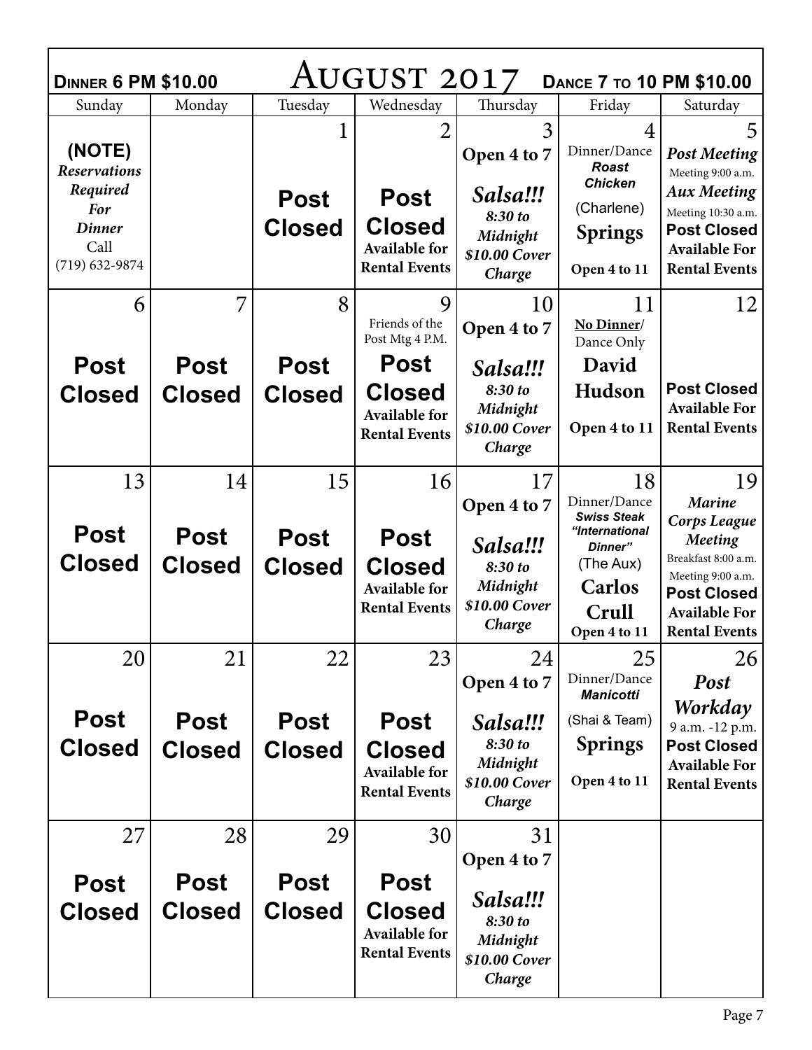| Dinner 6 PM $10.00 | | | August 2017 | | Dance 7 to 10 PM $10.00 | |
|---|---|---|---|---|---|---|
| **Sunday** | **Monday** | **Tuesday** | **Wednesday** | **Thursday** | **Friday** | **Saturday** |
| **(NOTE)** *Reservations Required For Dinner* Call (719) 632-9874 | | 1 **Post Closed** | 2 **Post Closed** **Available for Rental Events** | 3 **Open 4 to 7** ***Salsa!!!*** ***8:30 to Midnight*** ***$10.00 Cover Charge*** | 4 Dinner/Dance ***Roast Chicken*** (Charlene) **Springs** **Open 4 to 11** | 5 ***Post Meeting*** Meeting 9:00 a.m. ***Aux Meeting*** Meeting 10:30 a.m. **Post Closed** **Available For Rental Events** |
| 6 **Post Closed** | 7 **Post Closed** | 8 **Post Closed** | 9 Friends of the Post Mtg 4 P.M. **Post Closed** **Available for Rental Events** | 10 **Open 4 to 7** ***Salsa!!!*** ***8:30 to Midnight*** ***$10.00 Cover Charge*** | 11 **No Dinner**/ Dance Only **David Hudson** **Open 4 to 11** | 12 **Post Closed** **Available For Rental Events** |
| 13 **Post Closed** | 14 **Post Closed** | 15 **Post Closed** | 16 **Post Closed** **Available for Rental Events** | 17 **Open 4 to 7** ***Salsa!!!*** ***8:30 to Midnight*** ***$10.00 Cover Charge*** | 18 Dinner/Dance ***Swiss Steak*** ***"International Dinner"*** (The Aux) **Carlos Crull** **Open 4 to 11** | 19 ***Marine Corps League Meeting*** Breakfast 8:00 a.m. Meeting 9:00 a.m. **Post Closed** **Available For Rental Events** |
| 20 **Post Closed** | 21 **Post Closed** | 22 **Post Closed** | 23 **Post Closed** **Available for Rental Events** | 24 **Open 4 to 7** ***Salsa!!!*** ***8:30 to Midnight*** ***$10.00 Cover Charge*** | 25 Dinner/Dance ***Manicotti*** (Shai & Team) **Springs** **Open 4 to 11** | 26 ***Post Workday*** 9 a.m. -12 p.m. **Post Closed** **Available For Rental Events** |
| 27 **Post Closed** | 28 **Post Closed** | 29 **Post Closed** | 30 **Post Closed** **Available for Rental Events** | 31 **Open 4 to 7** ***Salsa!!!*** ***8:30 to Midnight*** ***$10.00 Cover Charge*** | | |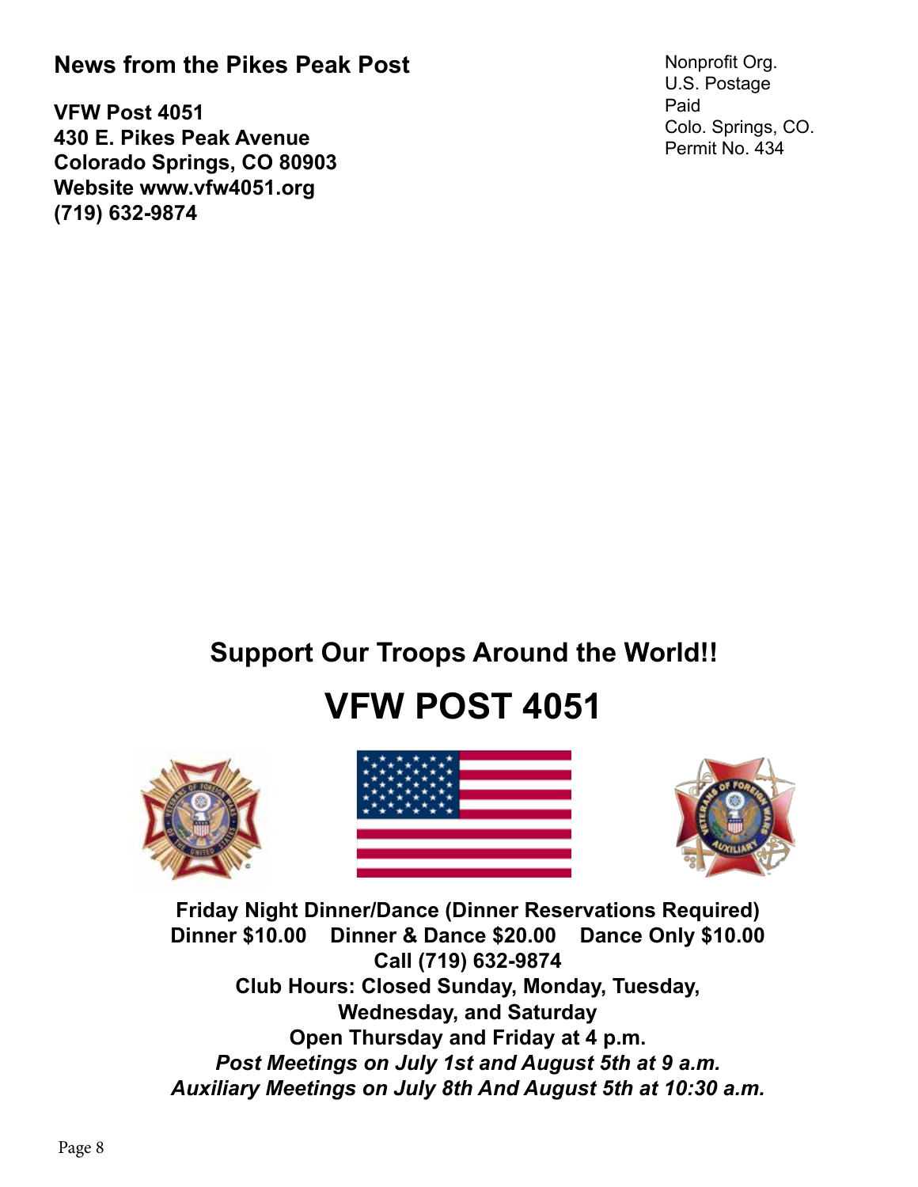**News from the Pikes Peak Post**

**VFW Post 4051**
**430 E. Pikes Peak Avenue**
**Colorado Springs, CO 80903**
**Website www.vfw4051.org**
**(719) 632-9874**

Nonprofit Org.
U.S. Postage
Paid
Colo. Springs, CO.
Permit No. 434

## Support Our Troops Around the World!!

# VFW POST 4051

**Friday Night Dinner/Dance (Dinner Reservations Required)**
**Dinner $10.00 Dinner & Dance $20.00 Dance Only $10.00**
**Call (719) 632-9874**
**Club Hours: Closed Sunday, Monday, Tuesday, Wednesday, and Saturday**
**Open Thursday and Friday at 4 p.m.**
***Post Meetings on July 1st and August 5th at 9 a.m.***
***Auxiliary Meetings on July 8th And August 5th at 10:30 a.m.***